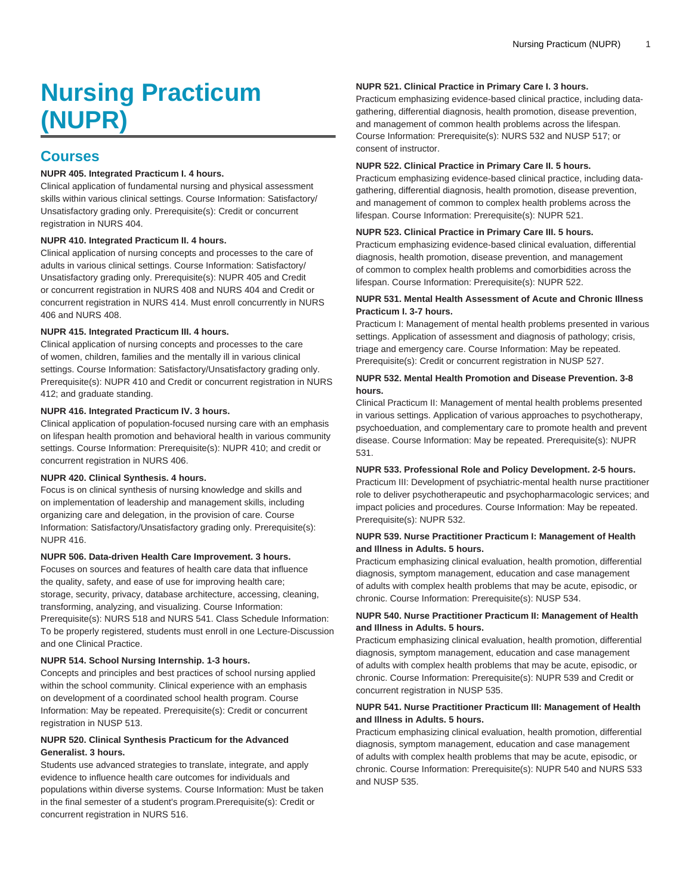# Nursing Practicum (NUPR)

## Courses

**NUPR 405. Integrated Practicum I. 4 hours.**
Clinical application of fundamental nursing and physical assessment skills within various clinical settings. Course Information: Satisfactory/Unsatisfactory grading only. Prerequisite(s): Credit or concurrent registration in NURS 404.

**NUPR 410. Integrated Practicum II. 4 hours.**
Clinical application of nursing concepts and processes to the care of adults in various clinical settings. Course Information: Satisfactory/Unsatisfactory grading only. Prerequisite(s): NUPR 405 and Credit or concurrent registration in NURS 408 and NURS 404 and Credit or concurrent registration in NURS 414. Must enroll concurrently in NURS 406 and NURS 408.

**NUPR 415. Integrated Practicum III. 4 hours.**
Clinical application of nursing concepts and processes to the care of women, children, families and the mentally ill in various clinical settings. Course Information: Satisfactory/Unsatisfactory grading only. Prerequisite(s): NUPR 410 and Credit or concurrent registration in NURS 412; and graduate standing.

**NUPR 416. Integrated Practicum IV. 3 hours.**
Clinical application of population-focused nursing care with an emphasis on lifespan health promotion and behavioral health in various community settings. Course Information: Prerequisite(s): NUPR 410; and credit or concurrent registration in NURS 406.

**NUPR 420. Clinical Synthesis. 4 hours.**
Focus is on clinical synthesis of nursing knowledge and skills and on implementation of leadership and management skills, including organizing care and delegation, in the provision of care. Course Information: Satisfactory/Unsatisfactory grading only. Prerequisite(s): NUPR 416.

**NUPR 506. Data-driven Health Care Improvement. 3 hours.**
Focuses on sources and features of health care data that influence the quality, safety, and ease of use for improving health care; storage, security, privacy, database architecture, accessing, cleaning, transforming, analyzing, and visualizing. Course Information: Prerequisite(s): NURS 518 and NURS 541. Class Schedule Information: To be properly registered, students must enroll in one Lecture-Discussion and one Clinical Practice.

**NUPR 514. School Nursing Internship. 1-3 hours.**
Concepts and principles and best practices of school nursing applied within the school community. Clinical experience with an emphasis on development of a coordinated school health program. Course Information: May be repeated. Prerequisite(s): Credit or concurrent registration in NUSP 513.

**NUPR 520. Clinical Synthesis Practicum for the Advanced Generalist. 3 hours.**
Students use advanced strategies to translate, integrate, and apply evidence to influence health care outcomes for individuals and populations within diverse systems. Course Information: Must be taken in the final semester of a student's program.Prerequisite(s): Credit or concurrent registration in NURS 516.

**NUPR 521. Clinical Practice in Primary Care I. 3 hours.**
Practicum emphasizing evidence-based clinical practice, including data-gathering, differential diagnosis, health promotion, disease prevention, and management of common health problems across the lifespan. Course Information: Prerequisite(s): NURS 532 and NUSP 517; or consent of instructor.

**NUPR 522. Clinical Practice in Primary Care II. 5 hours.**
Practicum emphasizing evidence-based clinical practice, including data-gathering, differential diagnosis, health promotion, disease prevention, and management of common to complex health problems across the lifespan. Course Information: Prerequisite(s): NUPR 521.

**NUPR 523. Clinical Practice in Primary Care III. 5 hours.**
Practicum emphasizing evidence-based clinical evaluation, differential diagnosis, health promotion, disease prevention, and management of common to complex health problems and comorbidities across the lifespan. Course Information: Prerequisite(s): NUPR 522.

**NUPR 531. Mental Health Assessment of Acute and Chronic Illness Practicum I. 3-7 hours.**
Practicum I: Management of mental health problems presented in various settings. Application of assessment and diagnosis of pathology; crisis, triage and emergency care. Course Information: May be repeated. Prerequisite(s): Credit or concurrent registration in NUSP 527.

**NUPR 532. Mental Health Promotion and Disease Prevention. 3-8 hours.**
Clinical Practicum II: Management of mental health problems presented in various settings. Application of various approaches to psychotherapy, psychoeduation, and complementary care to promote health and prevent disease. Course Information: May be repeated. Prerequisite(s): NUPR 531.

**NUPR 533. Professional Role and Policy Development. 2-5 hours.**
Practicum III: Development of psychiatric-mental health nurse practitioner role to deliver psychotherapeutic and psychopharmacologic services; and impact policies and procedures. Course Information: May be repeated. Prerequisite(s): NUPR 532.

**NUPR 539. Nurse Practitioner Practicum I: Management of Health and Illness in Adults. 5 hours.**
Practicum emphasizing clinical evaluation, health promotion, differential diagnosis, symptom management, education and case management of adults with complex health problems that may be acute, episodic, or chronic. Course Information: Prerequisite(s): NUSP 534.

**NUPR 540. Nurse Practitioner Practicum II: Management of Health and Illness in Adults. 5 hours.**
Practicum emphasizing clinical evaluation, health promotion, differential diagnosis, symptom management, education and case management of adults with complex health problems that may be acute, episodic, or chronic. Course Information: Prerequisite(s): NUPR 539 and Credit or concurrent registration in NUSP 535.

**NUPR 541. Nurse Practitioner Practicum III: Management of Health and Illness in Adults. 5 hours.**
Practicum emphasizing clinical evaluation, health promotion, differential diagnosis, symptom management, education and case management of adults with complex health problems that may be acute, episodic, or chronic. Course Information: Prerequisite(s): NUPR 540 and NURS 533 and NUSP 535.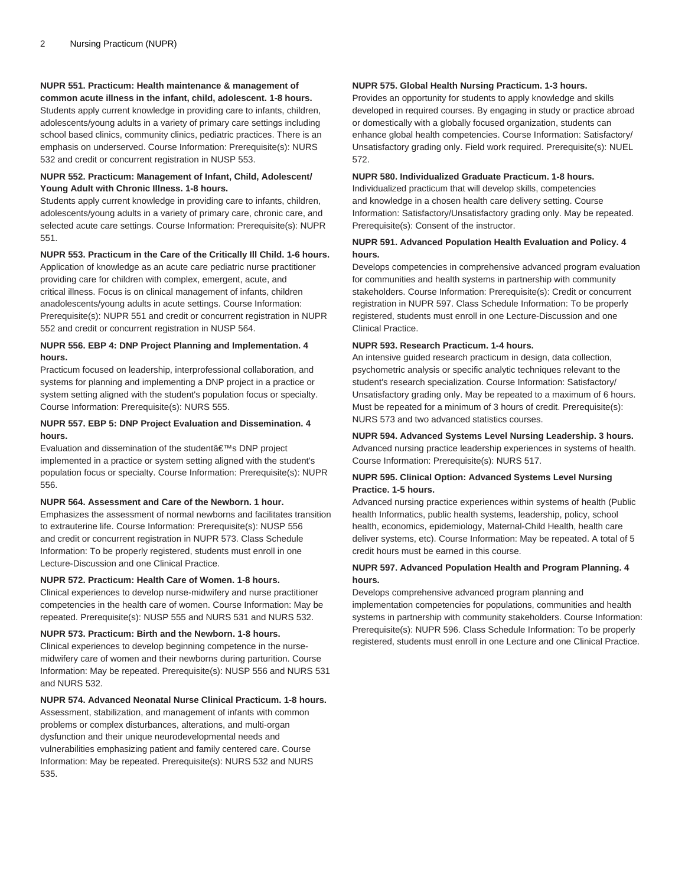**NUPR 551. Practicum: Health maintenance & management of common acute illness in the infant, child, adolescent. 1-8 hours.**
Students apply current knowledge in providing care to infants, children, adolescents/young adults in a variety of primary care settings including school based clinics, community clinics, pediatric practices. There is an emphasis on underserved. Course Information: Prerequisite(s): NURS 532 and credit or concurrent registration in NUSP 553.

**NUPR 552. Practicum: Management of Infant, Child, Adolescent/ Young Adult with Chronic Illness. 1-8 hours.**
Students apply current knowledge in providing care to infants, children, adolescents/young adults in a variety of primary care, chronic care, and selected acute care settings. Course Information: Prerequisite(s): NUPR 551.

**NUPR 553. Practicum in the Care of the Critically Ill Child. 1-6 hours.**
Application of knowledge as an acute care pediatric nurse practitioner providing care for children with complex, emergent, acute, and critical illness. Focus is on clinical management of infants, children anadolescents/young adults in acute settings. Course Information: Prerequisite(s): NUPR 551 and credit or concurrent registration in NUPR 552 and credit or concurrent registration in NUSP 564.

**NUPR 556. EBP 4: DNP Project Planning and Implementation. 4 hours.**
Practicum focused on leadership, interprofessional collaboration, and systems for planning and implementing a DNP project in a practice or system setting aligned with the student's population focus or specialty. Course Information: Prerequisite(s): NURS 555.

**NUPR 557. EBP 5: DNP Project Evaluation and Dissemination. 4 hours.**
Evaluation and dissemination of the studentâ€™s DNP project implemented in a practice or system setting aligned with the student's population focus or specialty. Course Information: Prerequisite(s): NUPR 556.

**NUPR 564. Assessment and Care of the Newborn. 1 hour.**
Emphasizes the assessment of normal newborns and facilitates transition to extrauterine life. Course Information: Prerequisite(s): NUSP 556 and credit or concurrent registration in NUPR 573. Class Schedule Information: To be properly registered, students must enroll in one Lecture-Discussion and one Clinical Practice.

**NUPR 572. Practicum: Health Care of Women. 1-8 hours.**
Clinical experiences to develop nurse-midwifery and nurse practitioner competencies in the health care of women. Course Information: May be repeated. Prerequisite(s): NUSP 555 and NURS 531 and NURS 532.

**NUPR 573. Practicum: Birth and the Newborn. 1-8 hours.**
Clinical experiences to develop beginning competence in the nurse-midwifery care of women and their newborns during parturition. Course Information: May be repeated. Prerequisite(s): NUSP 556 and NURS 531 and NURS 532.

**NUPR 574. Advanced Neonatal Nurse Clinical Practicum. 1-8 hours.**
Assessment, stabilization, and management of infants with common problems or complex disturbances, alterations, and multi-organ dysfunction and their unique neurodevelopmental needs and vulnerabilities emphasizing patient and family centered care. Course Information: May be repeated. Prerequisite(s): NURS 532 and NURS 535.

**NUPR 575. Global Health Nursing Practicum. 1-3 hours.**
Provides an opportunity for students to apply knowledge and skills developed in required courses. By engaging in study or practice abroad or domestically with a globally focused organization, students can enhance global health competencies. Course Information: Satisfactory/ Unsatisfactory grading only. Field work required. Prerequisite(s): NUEL 572.

**NUPR 580. Individualized Graduate Practicum. 1-8 hours.**
Individualized practicum that will develop skills, competencies and knowledge in a chosen health care delivery setting. Course Information: Satisfactory/Unsatisfactory grading only. May be repeated. Prerequisite(s): Consent of the instructor.

**NUPR 591. Advanced Population Health Evaluation and Policy. 4 hours.**
Develops competencies in comprehensive advanced program evaluation for communities and health systems in partnership with community stakeholders. Course Information: Prerequisite(s): Credit or concurrent registration in NUPR 597. Class Schedule Information: To be properly registered, students must enroll in one Lecture-Discussion and one Clinical Practice.

**NUPR 593. Research Practicum. 1-4 hours.**
An intensive guided research practicum in design, data collection, psychometric analysis or specific analytic techniques relevant to the student's research specialization. Course Information: Satisfactory/ Unsatisfactory grading only. May be repeated to a maximum of 6 hours. Must be repeated for a minimum of 3 hours of credit. Prerequisite(s): NURS 573 and two advanced statistics courses.

**NUPR 594. Advanced Systems Level Nursing Leadership. 3 hours.**
Advanced nursing practice leadership experiences in systems of health. Course Information: Prerequisite(s): NURS 517.

**NUPR 595. Clinical Option: Advanced Systems Level Nursing Practice. 1-5 hours.**
Advanced nursing practice experiences within systems of health (Public health Informatics, public health systems, leadership, policy, school health, economics, epidemiology, Maternal-Child Health, health care deliver systems, etc). Course Information: May be repeated. A total of 5 credit hours must be earned in this course.

**NUPR 597. Advanced Population Health and Program Planning. 4 hours.**
Develops comprehensive advanced program planning and implementation competencies for populations, communities and health systems in partnership with community stakeholders. Course Information: Prerequisite(s): NUPR 596. Class Schedule Information: To be properly registered, students must enroll in one Lecture and one Clinical Practice.